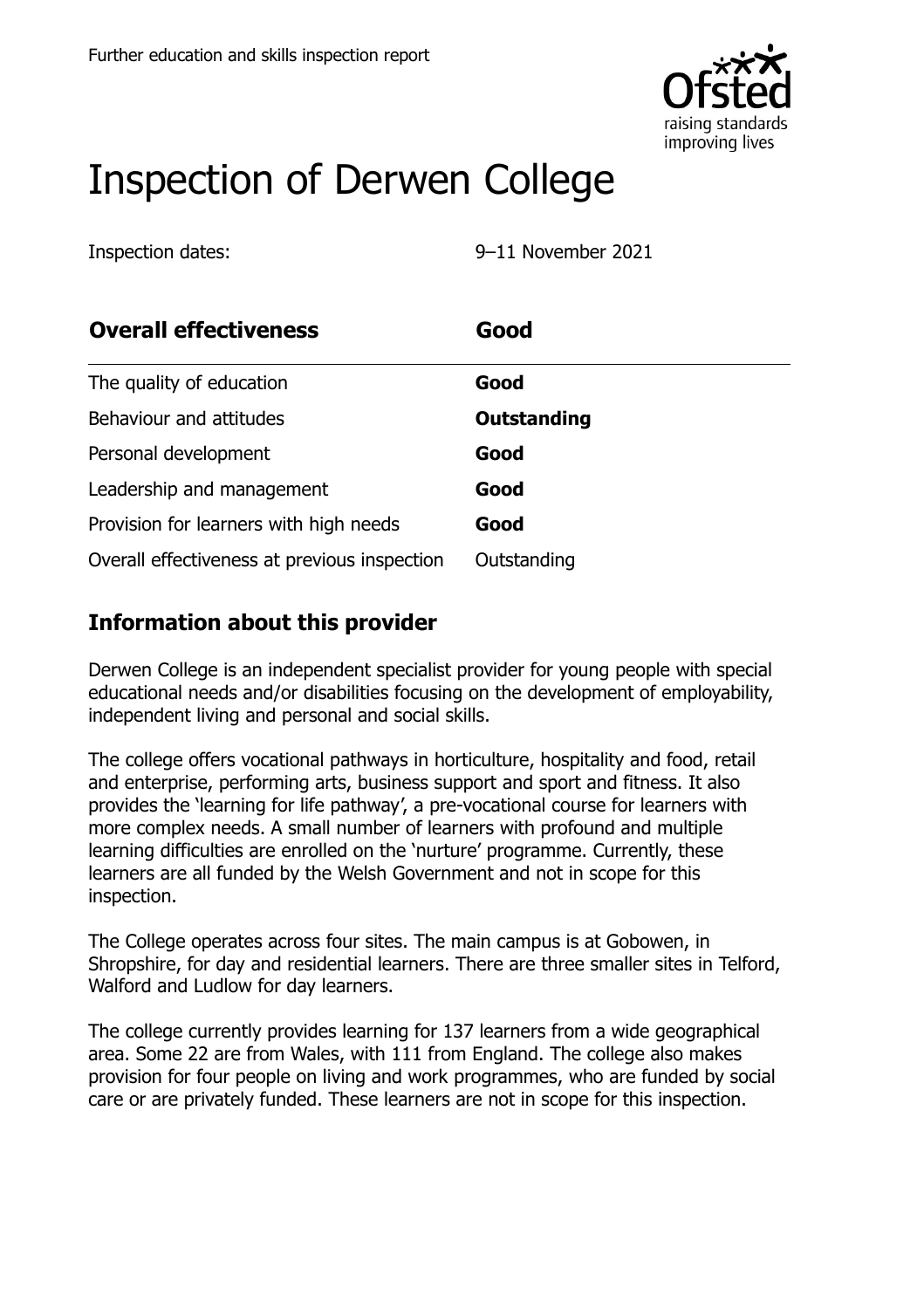Further education and skills inspection report

# Inspection of Derwen College

Inspection dates: 9–11 November 2021

| Overall effectiveness | Good |
|---|---|
| The quality of education | **Good** |
| Behaviour and attitudes | **Outstanding** |
| Personal development | **Good** |
| Leadership and management | **Good** |
| Provision for learners with high needs | **Good** |
| Overall effectiveness at previous inspection | Outstanding |

## Information about this provider

Derwen College is an independent specialist provider for young people with special educational needs and/or disabilities focusing on the development of employability, independent living and personal and social skills.

The college offers vocational pathways in horticulture, hospitality and food, retail and enterprise, performing arts, business support and sport and fitness. It also provides the 'learning for life pathway', a pre-vocational course for learners with more complex needs. A small number of learners with profound and multiple learning difficulties are enrolled on the 'nurture' programme. Currently, these learners are all funded by the Welsh Government and not in scope for this inspection.

The College operates across four sites. The main campus is at Gobowen, in Shropshire, for day and residential learners. There are three smaller sites in Telford, Walford and Ludlow for day learners.

The college currently provides learning for 137 learners from a wide geographical area. Some 22 are from Wales, with 111 from England. The college also makes provision for four people on living and work programmes, who are funded by social care or are privately funded. These learners are not in scope for this inspection.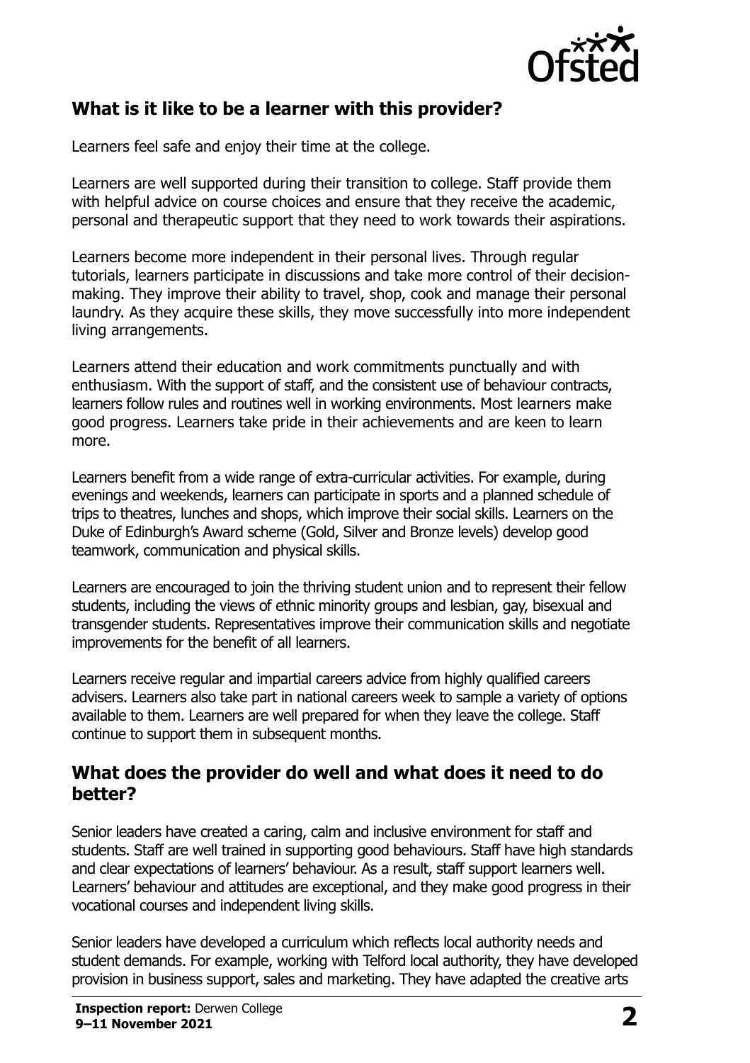## What is it like to be a learner with this provider?

Learners feel safe and enjoy their time at the college.

Learners are well supported during their transition to college. Staff provide them with helpful advice on course choices and ensure that they receive the academic, personal and therapeutic support that they need to work towards their aspirations.

Learners become more independent in their personal lives. Through regular tutorials, learners participate in discussions and take more control of their decision-making. They improve their ability to travel, shop, cook and manage their personal laundry. As they acquire these skills, they move successfully into more independent living arrangements.

Learners attend their education and work commitments punctually and with enthusiasm. With the support of staff, and the consistent use of behaviour contracts, learners follow rules and routines well in working environments. Most learners make good progress. Learners take pride in their achievements and are keen to learn more.

Learners benefit from a wide range of extra-curricular activities. For example, during evenings and weekends, learners can participate in sports and a planned schedule of trips to theatres, lunches and shops, which improve their social skills. Learners on the Duke of Edinburgh's Award scheme (Gold, Silver and Bronze levels) develop good teamwork, communication and physical skills.

Learners are encouraged to join the thriving student union and to represent their fellow students, including the views of ethnic minority groups and lesbian, gay, bisexual and transgender students. Representatives improve their communication skills and negotiate improvements for the benefit of all learners.

Learners receive regular and impartial careers advice from highly qualified careers advisers. Learners also take part in national careers week to sample a variety of options available to them. Learners are well prepared for when they leave the college. Staff continue to support them in subsequent months.

## What does the provider do well and what does it need to do better?

Senior leaders have created a caring, calm and inclusive environment for staff and students. Staff are well trained in supporting good behaviours. Staff have high standards and clear expectations of learners' behaviour. As a result, staff support learners well. Learners' behaviour and attitudes are exceptional, and they make good progress in their vocational courses and independent living skills.

Senior leaders have developed a curriculum which reflects local authority needs and student demands. For example, working with Telford local authority, they have developed provision in business support, sales and marketing. They have adapted the creative arts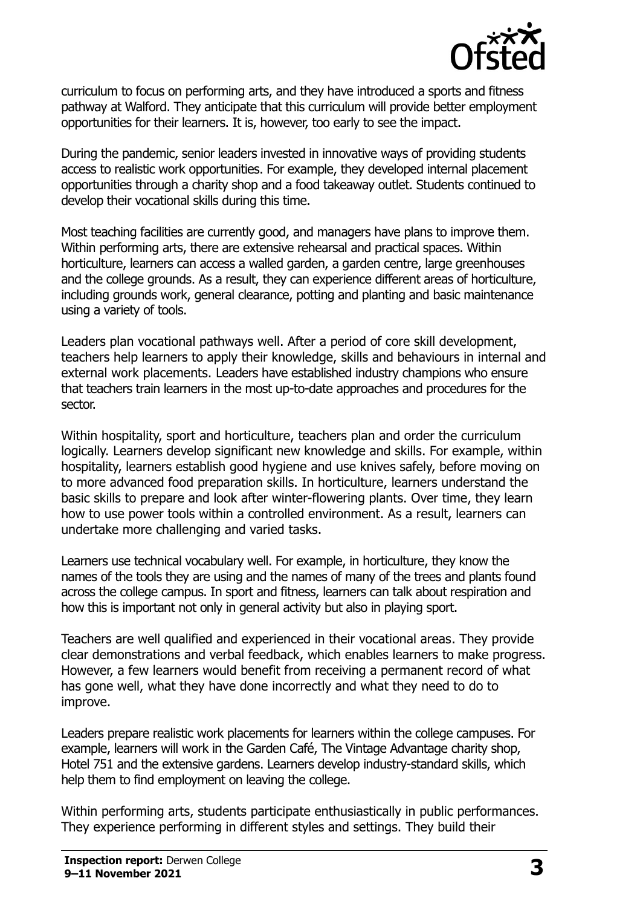curriculum to focus on performing arts, and they have introduced a sports and fitness pathway at Walford. They anticipate that this curriculum will provide better employment opportunities for their learners. It is, however, too early to see the impact.

During the pandemic, senior leaders invested in innovative ways of providing students access to realistic work opportunities. For example, they developed internal placement opportunities through a charity shop and a food takeaway outlet. Students continued to develop their vocational skills during this time.

Most teaching facilities are currently good, and managers have plans to improve them. Within performing arts, there are extensive rehearsal and practical spaces. Within horticulture, learners can access a walled garden, a garden centre, large greenhouses and the college grounds. As a result, they can experience different areas of horticulture, including grounds work, general clearance, potting and planting and basic maintenance using a variety of tools.

Leaders plan vocational pathways well. After a period of core skill development, teachers help learners to apply their knowledge, skills and behaviours in internal and external work placements. Leaders have established industry champions who ensure that teachers train learners in the most up-to-date approaches and procedures for the sector.

Within hospitality, sport and horticulture, teachers plan and order the curriculum logically. Learners develop significant new knowledge and skills. For example, within hospitality, learners establish good hygiene and use knives safely, before moving on to more advanced food preparation skills. In horticulture, learners understand the basic skills to prepare and look after winter-flowering plants. Over time, they learn how to use power tools within a controlled environment. As a result, learners can undertake more challenging and varied tasks.

Learners use technical vocabulary well. For example, in horticulture, they know the names of the tools they are using and the names of many of the trees and plants found across the college campus. In sport and fitness, learners can talk about respiration and how this is important not only in general activity but also in playing sport.

Teachers are well qualified and experienced in their vocational areas. They provide clear demonstrations and verbal feedback, which enables learners to make progress. However, a few learners would benefit from receiving a permanent record of what has gone well, what they have done incorrectly and what they need to do to improve.

Leaders prepare realistic work placements for learners within the college campuses. For example, learners will work in the Garden Café, The Vintage Advantage charity shop, Hotel 751 and the extensive gardens. Learners develop industry-standard skills, which help them to find employment on leaving the college.

Within performing arts, students participate enthusiastically in public performances. They experience performing in different styles and settings. They build their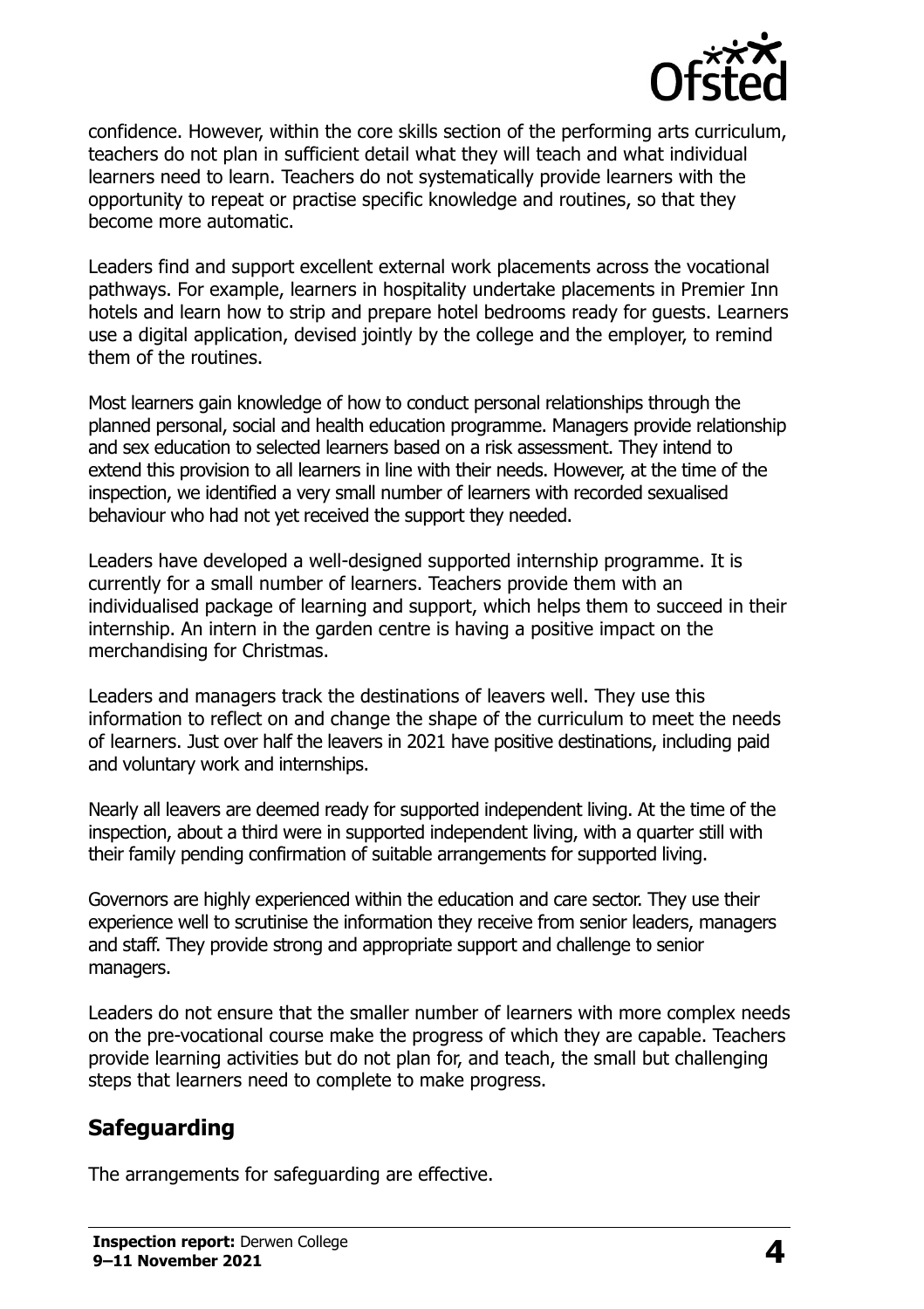confidence. However, within the core skills section of the performing arts curriculum, teachers do not plan in sufficient detail what they will teach and what individual learners need to learn. Teachers do not systematically provide learners with the opportunity to repeat or practise specific knowledge and routines, so that they become more automatic.

Leaders find and support excellent external work placements across the vocational pathways. For example, learners in hospitality undertake placements in Premier Inn hotels and learn how to strip and prepare hotel bedrooms ready for guests. Learners use a digital application, devised jointly by the college and the employer, to remind them of the routines.

Most learners gain knowledge of how to conduct personal relationships through the planned personal, social and health education programme. Managers provide relationship and sex education to selected learners based on a risk assessment. They intend to extend this provision to all learners in line with their needs. However, at the time of the inspection, we identified a very small number of learners with recorded sexualised behaviour who had not yet received the support they needed.

Leaders have developed a well-designed supported internship programme. It is currently for a small number of learners. Teachers provide them with an individualised package of learning and support, which helps them to succeed in their internship. An intern in the garden centre is having a positive impact on the merchandising for Christmas.

Leaders and managers track the destinations of leavers well. They use this information to reflect on and change the shape of the curriculum to meet the needs of learners. Just over half the leavers in 2021 have positive destinations, including paid and voluntary work and internships.

Nearly all leavers are deemed ready for supported independent living. At the time of the inspection, about a third were in supported independent living, with a quarter still with their family pending confirmation of suitable arrangements for supported living.

Governors are highly experienced within the education and care sector. They use their experience well to scrutinise the information they receive from senior leaders, managers and staff. They provide strong and appropriate support and challenge to senior managers.

Leaders do not ensure that the smaller number of learners with more complex needs on the pre-vocational course make the progress of which they are capable. Teachers provide learning activities but do not plan for, and teach, the small but challenging steps that learners need to complete to make progress.

## Safeguarding

The arrangements for safeguarding are effective.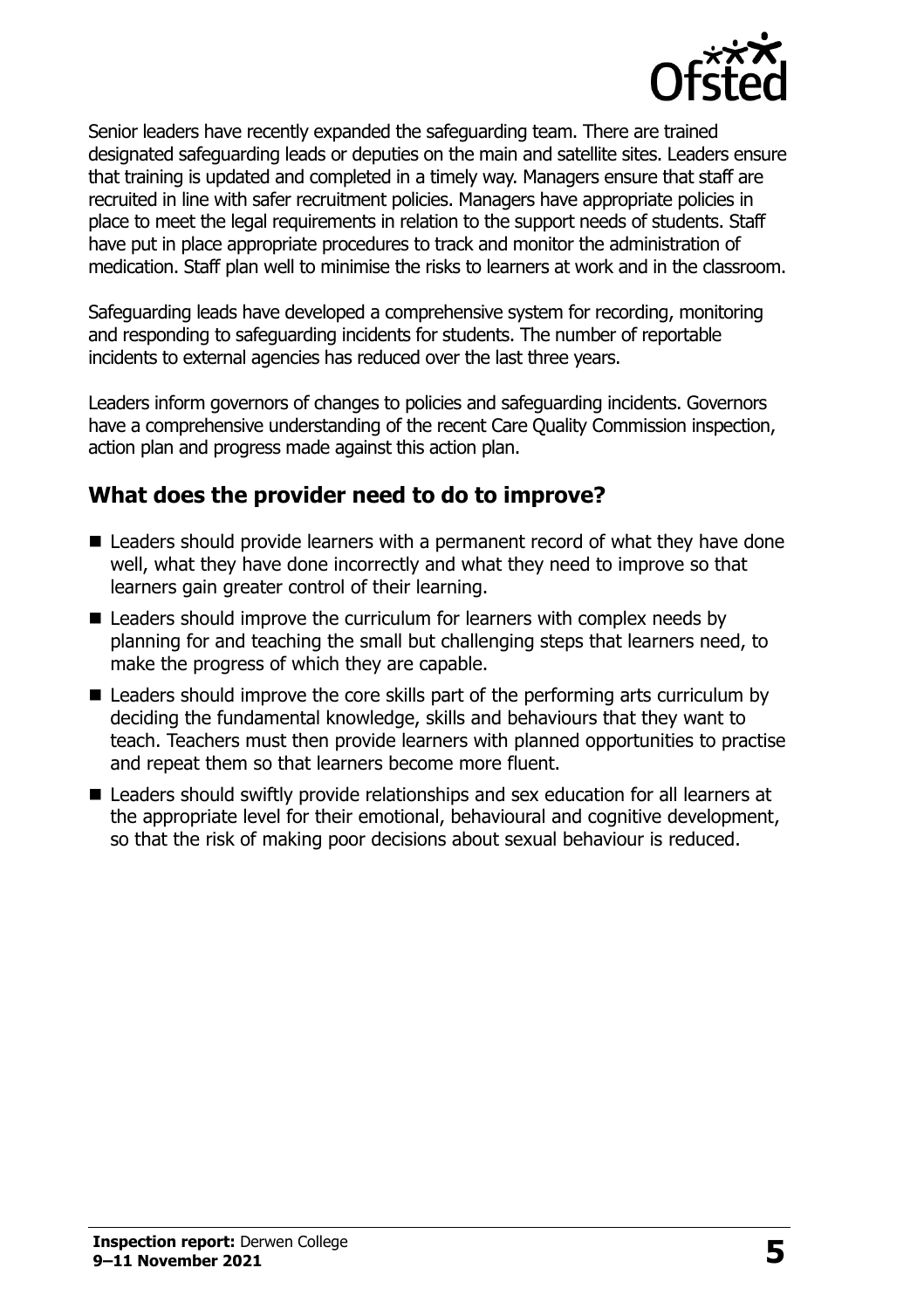Senior leaders have recently expanded the safeguarding team. There are trained designated safeguarding leads or deputies on the main and satellite sites. Leaders ensure that training is updated and completed in a timely way. Managers ensure that staff are recruited in line with safer recruitment policies. Managers have appropriate policies in place to meet the legal requirements in relation to the support needs of students. Staff have put in place appropriate procedures to track and monitor the administration of medication. Staff plan well to minimise the risks to learners at work and in the classroom.

Safeguarding leads have developed a comprehensive system for recording, monitoring and responding to safeguarding incidents for students. The number of reportable incidents to external agencies has reduced over the last three years.

Leaders inform governors of changes to policies and safeguarding incidents. Governors have a comprehensive understanding of the recent Care Quality Commission inspection, action plan and progress made against this action plan.

## What does the provider need to do to improve?

- Leaders should provide learners with a permanent record of what they have done well, what they have done incorrectly and what they need to improve so that learners gain greater control of their learning.
- Leaders should improve the curriculum for learners with complex needs by planning for and teaching the small but challenging steps that learners need, to make the progress of which they are capable.
- Leaders should improve the core skills part of the performing arts curriculum by deciding the fundamental knowledge, skills and behaviours that they want to teach. Teachers must then provide learners with planned opportunities to practise and repeat them so that learners become more fluent.
- Leaders should swiftly provide relationships and sex education for all learners at the appropriate level for their emotional, behavioural and cognitive development, so that the risk of making poor decisions about sexual behaviour is reduced.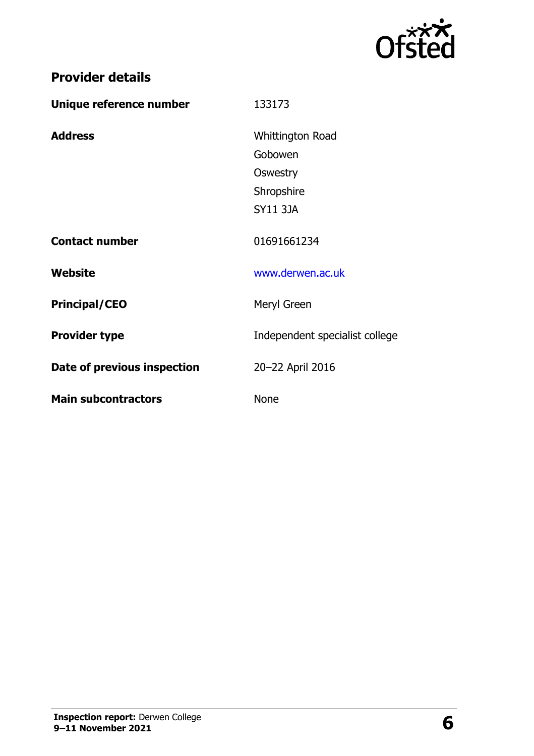## Provider details

| | |
|---|---|
| **Unique reference number** | 133173 |
| **Address** | Whittington Road<br>Gobowen<br>Oswestry<br>Shropshire<br>SY11 3JA |
| **Contact number** | 01691661234 |
| **Website** | www.derwen.ac.uk |
| **Principal/CEO** | Meryl Green |
| **Provider type** | Independent specialist college |
| **Date of previous inspection** | 20–22 April 2016 |
| **Main subcontractors** | None |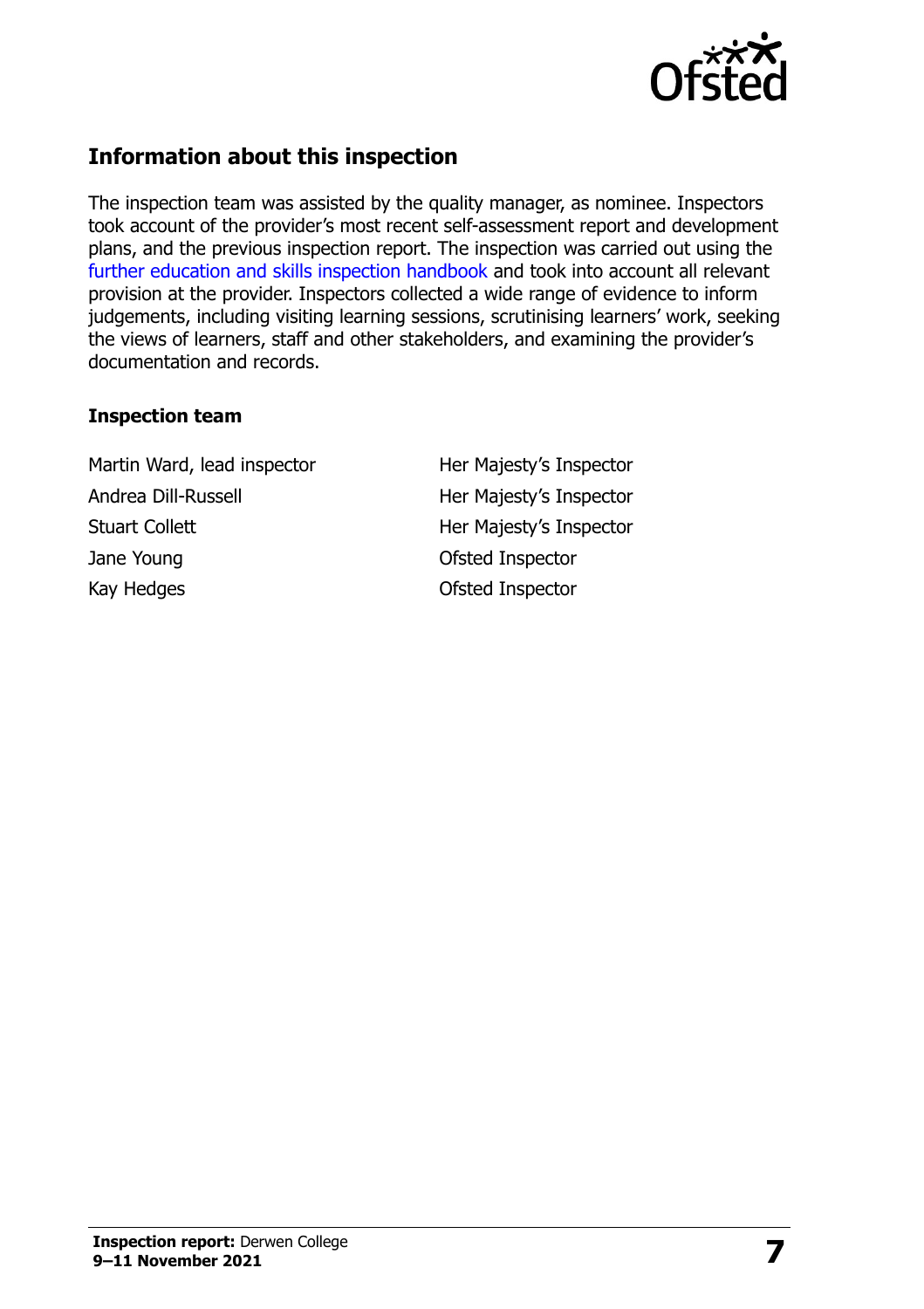## Information about this inspection

The inspection team was assisted by the quality manager, as nominee. Inspectors took account of the provider's most recent self-assessment report and development plans, and the previous inspection report. The inspection was carried out using the further education and skills inspection handbook and took into account all relevant provision at the provider. Inspectors collected a wide range of evidence to inform judgements, including visiting learning sessions, scrutinising learners' work, seeking the views of learners, staff and other stakeholders, and examining the provider's documentation and records.

### Inspection team

| | |
|---|---|
| Martin Ward, lead inspector | Her Majesty's Inspector |
| Andrea Dill-Russell | Her Majesty's Inspector |
| Stuart Collett | Her Majesty's Inspector |
| Jane Young | Ofsted Inspector |
| Kay Hedges | Ofsted Inspector |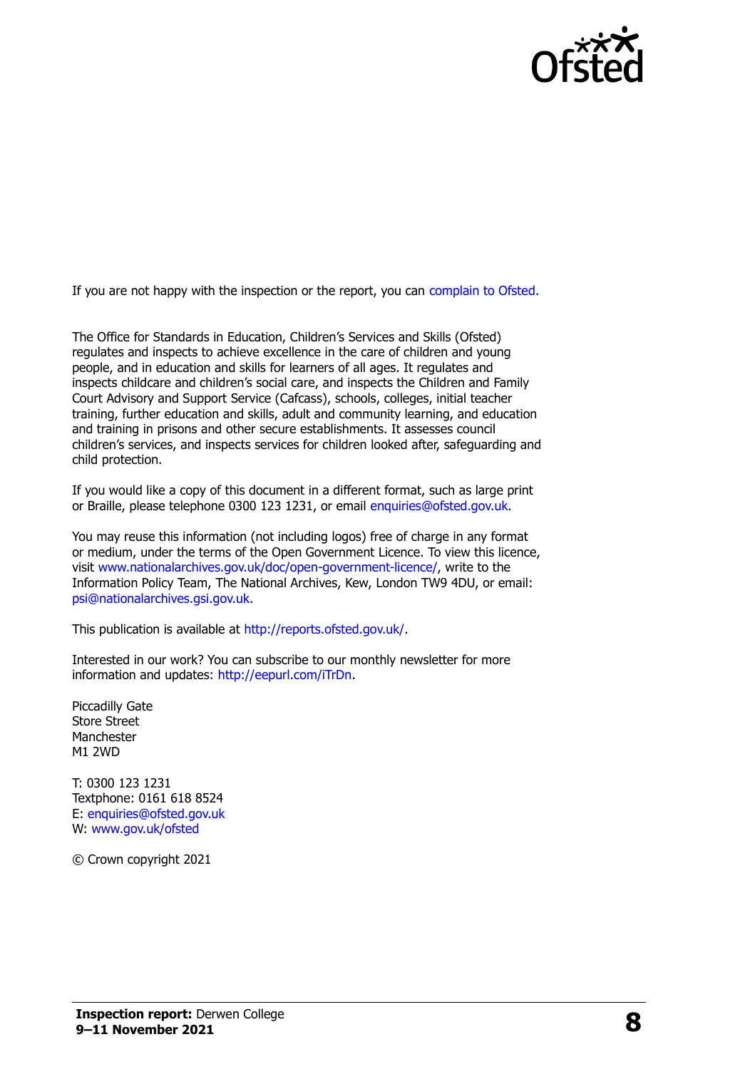If you are not happy with the inspection or the report, you can complain to Ofsted.

The Office for Standards in Education, Children's Services and Skills (Ofsted) regulates and inspects to achieve excellence in the care of children and young people, and in education and skills for learners of all ages. It regulates and inspects childcare and children's social care, and inspects the Children and Family Court Advisory and Support Service (Cafcass), schools, colleges, initial teacher training, further education and skills, adult and community learning, and education and training in prisons and other secure establishments. It assesses council children's services, and inspects services for children looked after, safeguarding and child protection.

If you would like a copy of this document in a different format, such as large print or Braille, please telephone 0300 123 1231, or email enquiries@ofsted.gov.uk.

You may reuse this information (not including logos) free of charge in any format or medium, under the terms of the Open Government Licence. To view this licence, visit www.nationalarchives.gov.uk/doc/open-government-licence/, write to the Information Policy Team, The National Archives, Kew, London TW9 4DU, or email: psi@nationalarchives.gsi.gov.uk.

This publication is available at http://reports.ofsted.gov.uk/.

Interested in our work? You can subscribe to our monthly newsletter for more information and updates: http://eepurl.com/iTrDn.

Piccadilly Gate  
Store Street  
Manchester  
M1 2WD

T: 0300 123 1231  
Textphone: 0161 618 8524  
E: enquiries@ofsted.gov.uk  
W: www.gov.uk/ofsted

© Crown copyright 2021